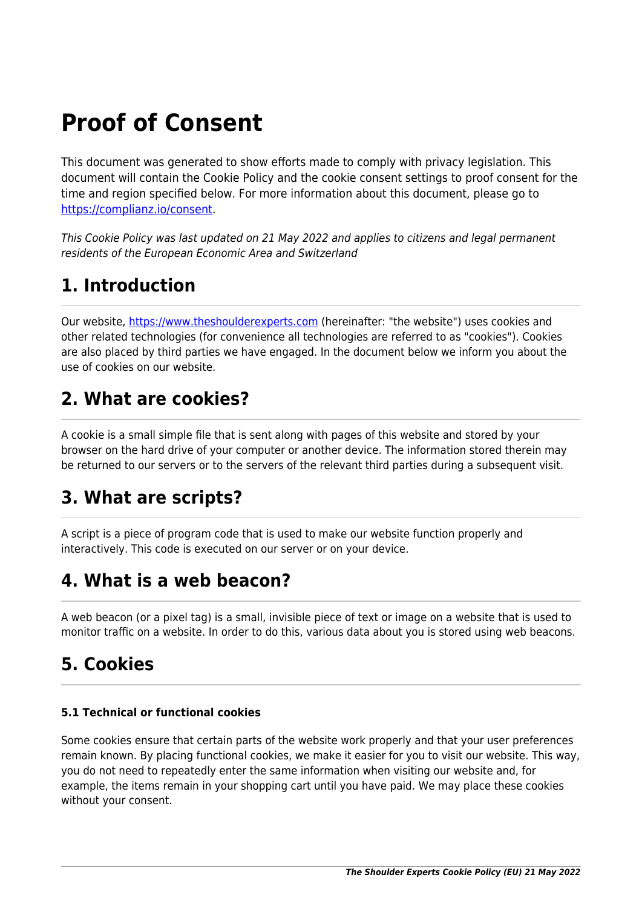# Proof of Consent

This document was generated to show efforts made to comply with privacy legislation. This document will contain the Cookie Policy and the cookie consent settings to proof consent for the time and region specified below. For more information about this document, please go to [https://complianz.io/consent](https://complianz.io/consent).

*This Cookie Policy was last updated on 21 May 2022 and applies to citizens and legal permanent residents of the European Economic Area and Switzerland*

## 1. Introduction

Our website, [https://www.theshoulderexperts.com](https://www.theshoulderexperts.com) (hereinafter: "the website") uses cookies and other related technologies (for convenience all technologies are referred to as "cookies"). Cookies are also placed by third parties we have engaged. In the document below we inform you about the use of cookies on our website.

## 2. What are cookies?

A cookie is a small simple file that is sent along with pages of this website and stored by your browser on the hard drive of your computer or another device. The information stored therein may be returned to our servers or to the servers of the relevant third parties during a subsequent visit.

## 3. What are scripts?

A script is a piece of program code that is used to make our website function properly and interactively. This code is executed on our server or on your device.

## 4. What is a web beacon?

A web beacon (or a pixel tag) is a small, invisible piece of text or image on a website that is used to monitor traffic on a website. In order to do this, various data about you is stored using web beacons.

## 5. Cookies

#### 5.1 Technical or functional cookies

Some cookies ensure that certain parts of the website work properly and that your user preferences remain known. By placing functional cookies, we make it easier for you to visit our website. This way, you do not need to repeatedly enter the same information when visiting our website and, for example, the items remain in your shopping cart until you have paid. We may place these cookies without your consent.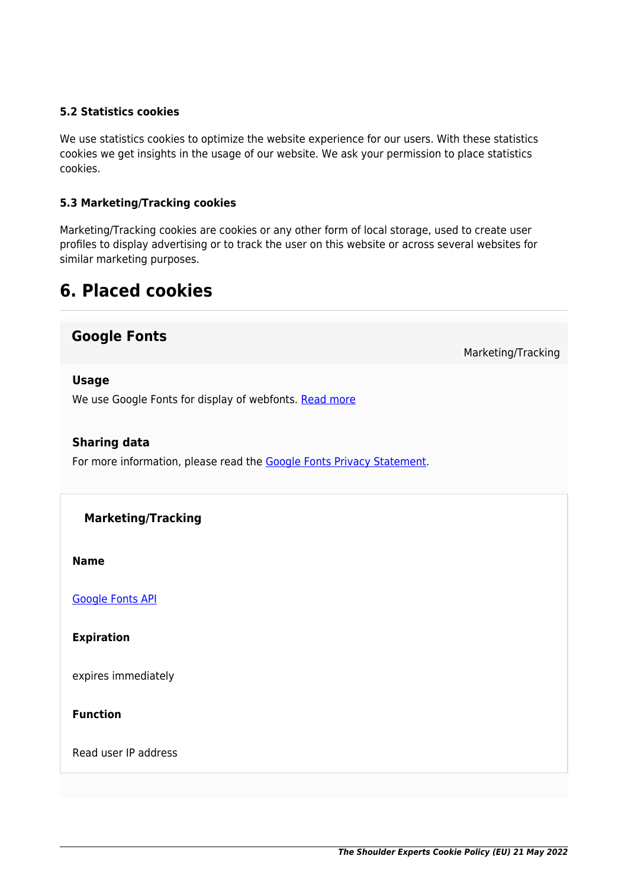#### 5.2 Statistics cookies

We use statistics cookies to optimize the website experience for our users. With these statistics cookies we get insights in the usage of our website. We ask your permission to place statistics cookies.

#### 5.3 Marketing/Tracking cookies

Marketing/Tracking cookies are cookies or any other form of local storage, used to create user profiles to display advertising or to track the user on this website or across several websites for similar marketing purposes.

## 6. Placed cookies

### Google Fonts

Marketing/Tracking

**Usage**

We use Google Fonts for display of webfonts. Read more

**Sharing data**

For more information, please read the Google Fonts Privacy Statement.

**Marketing/Tracking**

**Name**

Google Fonts API

**Expiration**

expires immediately

**Function**

Read user IP address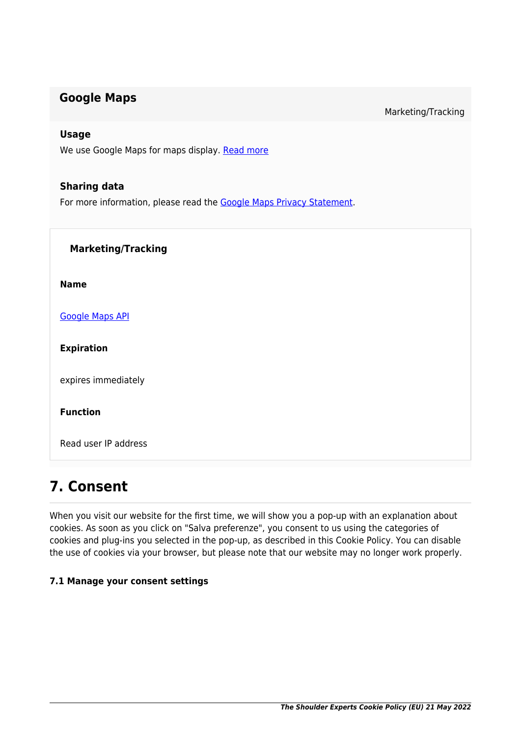### Google Maps

Marketing/Tracking

**Usage**

We use Google Maps for maps display. Read more

**Sharing data**

For more information, please read the Google Maps Privacy Statement.

**Marketing/Tracking**

**Name**

Google Maps API

**Expiration**

expires immediately

**Function**

Read user IP address

## 7. Consent

When you visit our website for the first time, we will show you a pop-up with an explanation about cookies. As soon as you click on "Salva preferenze", you consent to us using the categories of cookies and plug-ins you selected in the pop-up, as described in this Cookie Policy. You can disable the use of cookies via your browser, but please note that our website may no longer work properly.

#### 7.1 Manage your consent settings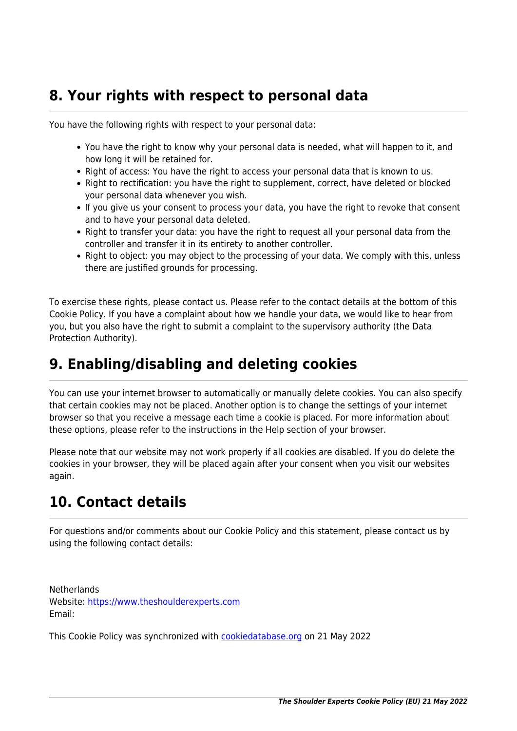## 8. Your rights with respect to personal data

You have the following rights with respect to your personal data:

- You have the right to know why your personal data is needed, what will happen to it, and how long it will be retained for.
- Right of access: You have the right to access your personal data that is known to us.
- Right to rectification: you have the right to supplement, correct, have deleted or blocked your personal data whenever you wish.
- If you give us your consent to process your data, you have the right to revoke that consent and to have your personal data deleted.
- Right to transfer your data: you have the right to request all your personal data from the controller and transfer it in its entirety to another controller.
- Right to object: you may object to the processing of your data. We comply with this, unless there are justified grounds for processing.

To exercise these rights, please contact us. Please refer to the contact details at the bottom of this Cookie Policy. If you have a complaint about how we handle your data, we would like to hear from you, but you also have the right to submit a complaint to the supervisory authority (the Data Protection Authority).

## 9. Enabling/disabling and deleting cookies

You can use your internet browser to automatically or manually delete cookies. You can also specify that certain cookies may not be placed. Another option is to change the settings of your internet browser so that you receive a message each time a cookie is placed. For more information about these options, please refer to the instructions in the Help section of your browser.

Please note that our website may not work properly if all cookies are disabled. If you do delete the cookies in your browser, they will be placed again after your consent when you visit our websites again.

## 10. Contact details

For questions and/or comments about our Cookie Policy and this statement, please contact us by using the following contact details:

Netherlands
Website: [https://www.theshoulderexperts.com](https://www.theshoulderexperts.com)
Email:

This Cookie Policy was synchronized with [cookiedatabase.org](https://cookiedatabase.org) on 21 May 2022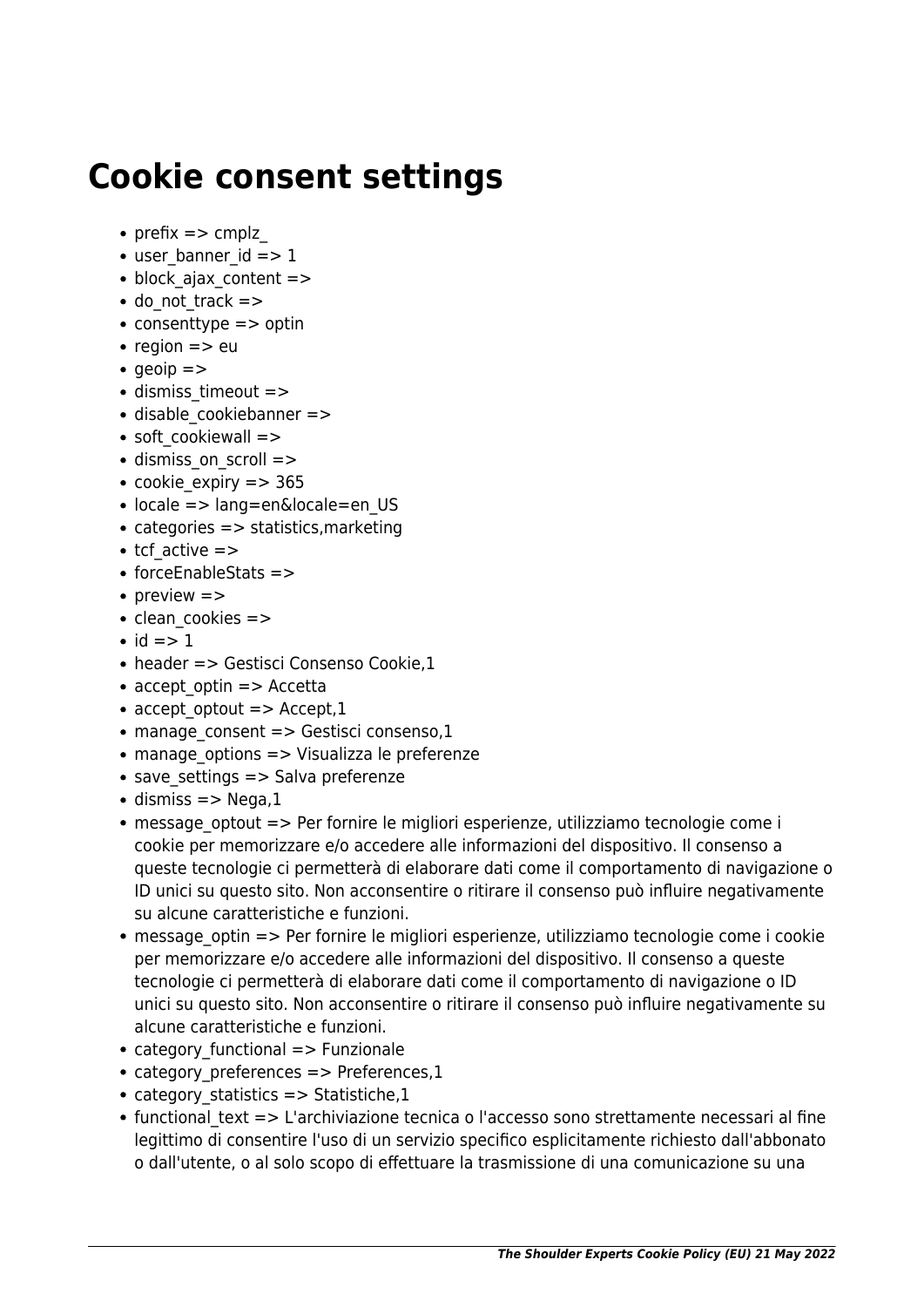# Cookie consent settings

- prefix => cmplz_
- user_banner_id => 1
- block_ajax_content =>
- do_not_track =>
- consenttype => optin
- region => eu
- geoip =>
- dismiss_timeout =>
- disable_cookiebanner =>
- soft_cookiewall =>
- dismiss_on_scroll =>
- cookie_expiry => 365
- locale => lang=en&locale=en_US
- categories => statistics,marketing
- tcf_active =>
- forceEnableStats =>
- preview =>
- clean_cookies =>
- id => 1
- header => Gestisci Consenso Cookie,1
- accept_optin => Accetta
- accept_optout => Accept,1
- manage_consent => Gestisci consenso,1
- manage_options => Visualizza le preferenze
- save_settings => Salva preferenze
- dismiss => Nega,1
- message_optout => Per fornire le migliori esperienze, utilizziamo tecnologie come i cookie per memorizzare e/o accedere alle informazioni del dispositivo. Il consenso a queste tecnologie ci permetterà di elaborare dati come il comportamento di navigazione o ID unici su questo sito. Non acconsentire o ritirare il consenso può influire negativamente su alcune caratteristiche e funzioni.
- message_optin => Per fornire le migliori esperienze, utilizziamo tecnologie come i cookie per memorizzare e/o accedere alle informazioni del dispositivo. Il consenso a queste tecnologie ci permetterà di elaborare dati come il comportamento di navigazione o ID unici su questo sito. Non acconsentire o ritirare il consenso può influire negativamente su alcune caratteristiche e funzioni.
- category_functional => Funzionale
- category_preferences => Preferences,1
- category_statistics => Statistiche,1
- functional_text => L'archiviazione tecnica o l'accesso sono strettamente necessari al fine legittimo di consentire l'uso di un servizio specifico esplicitamente richiesto dall'abbonato o dall'utente, o al solo scopo di effettuare la trasmissione di una comunicazione su una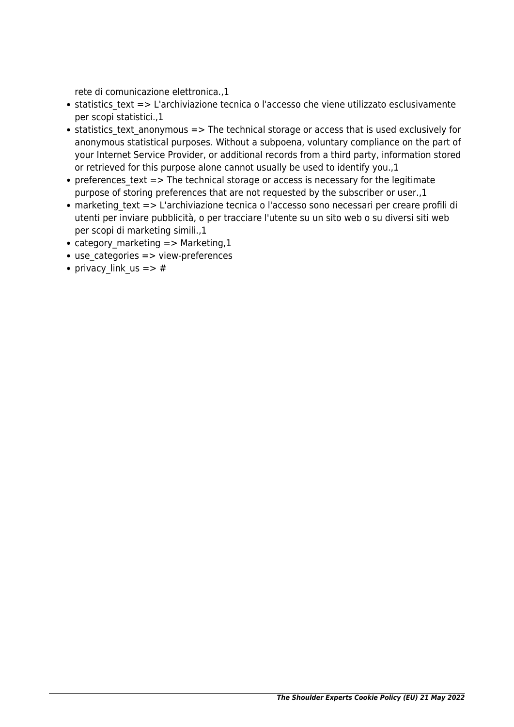rete di comunicazione elettronica.,1

- statistics_text => L'archiviazione tecnica o l'accesso che viene utilizzato esclusivamente per scopi statistici.,1
- statistics_text_anonymous => The technical storage or access that is used exclusively for anonymous statistical purposes. Without a subpoena, voluntary compliance on the part of your Internet Service Provider, or additional records from a third party, information stored or retrieved for this purpose alone cannot usually be used to identify you.,1
- preferences_text => The technical storage or access is necessary for the legitimate purpose of storing preferences that are not requested by the subscriber or user.,1
- marketing_text => L'archiviazione tecnica o l'accesso sono necessari per creare profili di utenti per inviare pubblicità, o per tracciare l'utente su un sito web o su diversi siti web per scopi di marketing simili.,1
- category_marketing => Marketing,1
- use_categories => view-preferences
- privacy_link_us => #